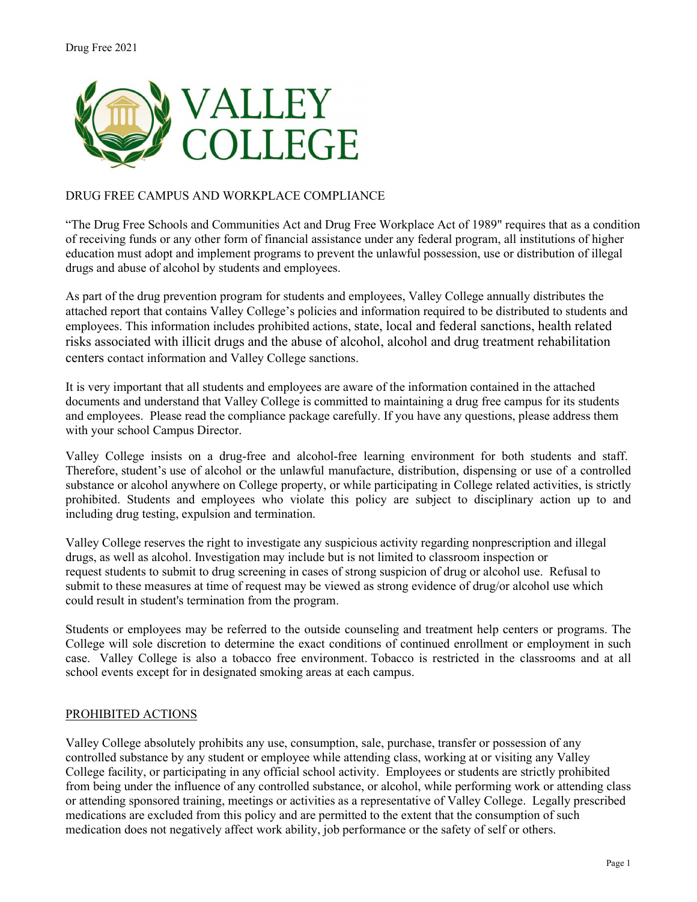Drug Free 2021

# VALLEY COLLEGE

## DRUG FREE CAMPUS AND WORKPLACE COMPLIANCE

"The Drug Free Schools and Communities Act and Drug Free Workplace Act of 1989" requires that as a condition of receiving funds or any other form of financial assistance under any federal program, all institutions of higher education must adopt and implement programs to prevent the unlawful possession, use or distribution of illegal drugs and abuse of alcohol by students and employees.

As part of the drug prevention program for students and employees, Valley College annually distributes the attached report that contains Valley College's policies and information required to be distributed to students and employees. This information includes prohibited actions, state, local and federal sanctions, health related risks associated with illicit drugs and the abuse of alcohol, alcohol and drug treatment rehabilitation centers contact information and Valley College sanctions.

It is very important that all students and employees are aware of the information contained in the attached documents and understand that Valley College is committed to maintaining a drug free campus for its students and employees. Please read the compliance package carefully. If you have any questions, please address them with your school Campus Director.

Valley College insists on a drug-free and alcohol-free learning environment for both students and staff. Therefore, student's use of alcohol or the unlawful manufacture, distribution, dispensing or use of a controlled substance or alcohol anywhere on College property, or while participating in College related activities, is strictly prohibited. Students and employees who violate this policy are subject to disciplinary action up to and including drug testing, expulsion and termination.

Valley College reserves the right to investigate any suspicious activity regarding nonprescription and illegal drugs, as well as alcohol. Investigation may include but is not limited to classroom inspection or request students to submit to drug screening in cases of strong suspicion of drug or alcohol use. Refusal to submit to these measures at time of request may be viewed as strong evidence of drug/or alcohol use which could result in student's termination from the program.

Students or employees may be referred to the outside counseling and treatment help centers or programs. The College will sole discretion to determine the exact conditions of continued enrollment or employment in such case. Valley College is also a tobacco free environment. Tobacco is restricted in the classrooms and at all school events except for in designated smoking areas at each campus.

## PROHIBITED ACTIONS

Valley College absolutely prohibits any use, consumption, sale, purchase, transfer or possession of any controlled substance by any student or employee while attending class, working at or visiting any Valley College facility, or participating in any official school activity. Employees or students are strictly prohibited from being under the influence of any controlled substance, or alcohol, while performing work or attending class or attending sponsored training, meetings or activities as a representative of Valley College. Legally prescribed medications are excluded from this policy and are permitted to the extent that the consumption of such medication does not negatively affect work ability, job performance or the safety of self or others.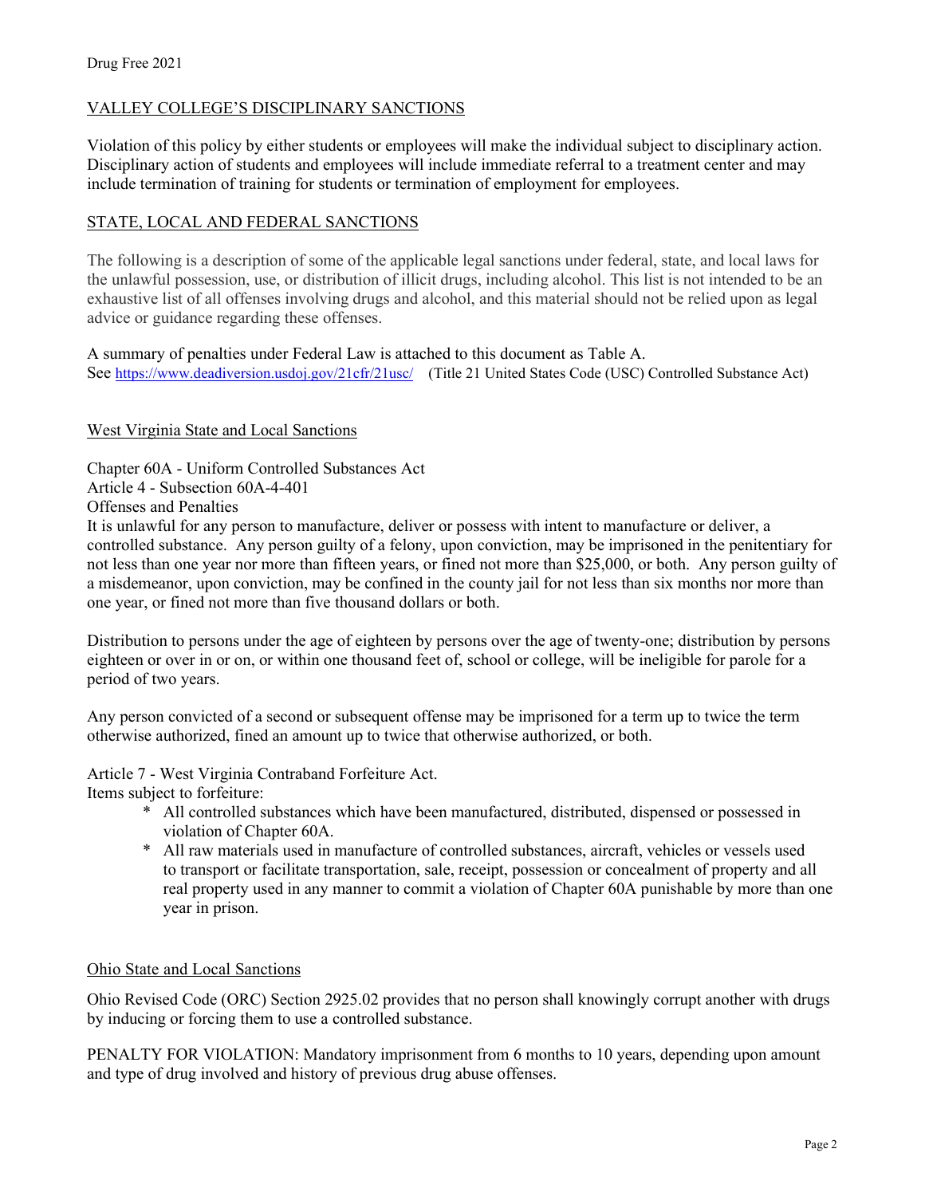## VALLEY COLLEGE'S DISCIPLINARY SANCTIONS

Violation of this policy by either students or employees will make the individual subject to disciplinary action. Disciplinary action of students and employees will include immediate referral to a treatment center and may include termination of training for students or termination of employment for employees.

## STATE, LOCAL AND FEDERAL SANCTIONS

The following is a description of some of the applicable legal sanctions under federal, state, and local laws for the unlawful possession, use, or distribution of illicit drugs, including alcohol. This list is not intended to be an exhaustive list of all offenses involving drugs and alcohol, and this material should not be relied upon as legal advice or guidance regarding these offenses.

A summary of penalties under Federal Law is attached to this document as Table A.
See https://www.deadiversion.usdoj.gov/21cfr/21usc/ (Title 21 United States Code (USC) Controlled Substance Act)

### West Virginia State and Local Sanctions

Chapter 60A - Uniform Controlled Substances Act
Article 4 - Subsection 60A-4-401
Offenses and Penalties
It is unlawful for any person to manufacture, deliver or possess with intent to manufacture or deliver, a controlled substance. Any person guilty of a felony, upon conviction, may be imprisoned in the penitentiary for not less than one year nor more than fifteen years, or fined not more than $25,000, or both. Any person guilty of a misdemeanor, upon conviction, may be confined in the county jail for not less than six months nor more than one year, or fined not more than five thousand dollars or both.

Distribution to persons under the age of eighteen by persons over the age of twenty-one; distribution by persons eighteen or over in or on, or within one thousand feet of, school or college, will be ineligible for parole for a period of two years.

Any person convicted of a second or subsequent offense may be imprisoned for a term up to twice the term otherwise authorized, fined an amount up to twice that otherwise authorized, or both.

Article 7 - West Virginia Contraband Forfeiture Act.
Items subject to forfeiture:

* All controlled substances which have been manufactured, distributed, dispensed or possessed in violation of Chapter 60A.
* All raw materials used in manufacture of controlled substances, aircraft, vehicles or vessels used to transport or facilitate transportation, sale, receipt, possession or concealment of property and all real property used in any manner to commit a violation of Chapter 60A punishable by more than one year in prison.

### Ohio State and Local Sanctions

Ohio Revised Code (ORC) Section 2925.02 provides that no person shall knowingly corrupt another with drugs by inducing or forcing them to use a controlled substance.

PENALTY FOR VIOLATION: Mandatory imprisonment from 6 months to 10 years, depending upon amount and type of drug involved and history of previous drug abuse offenses.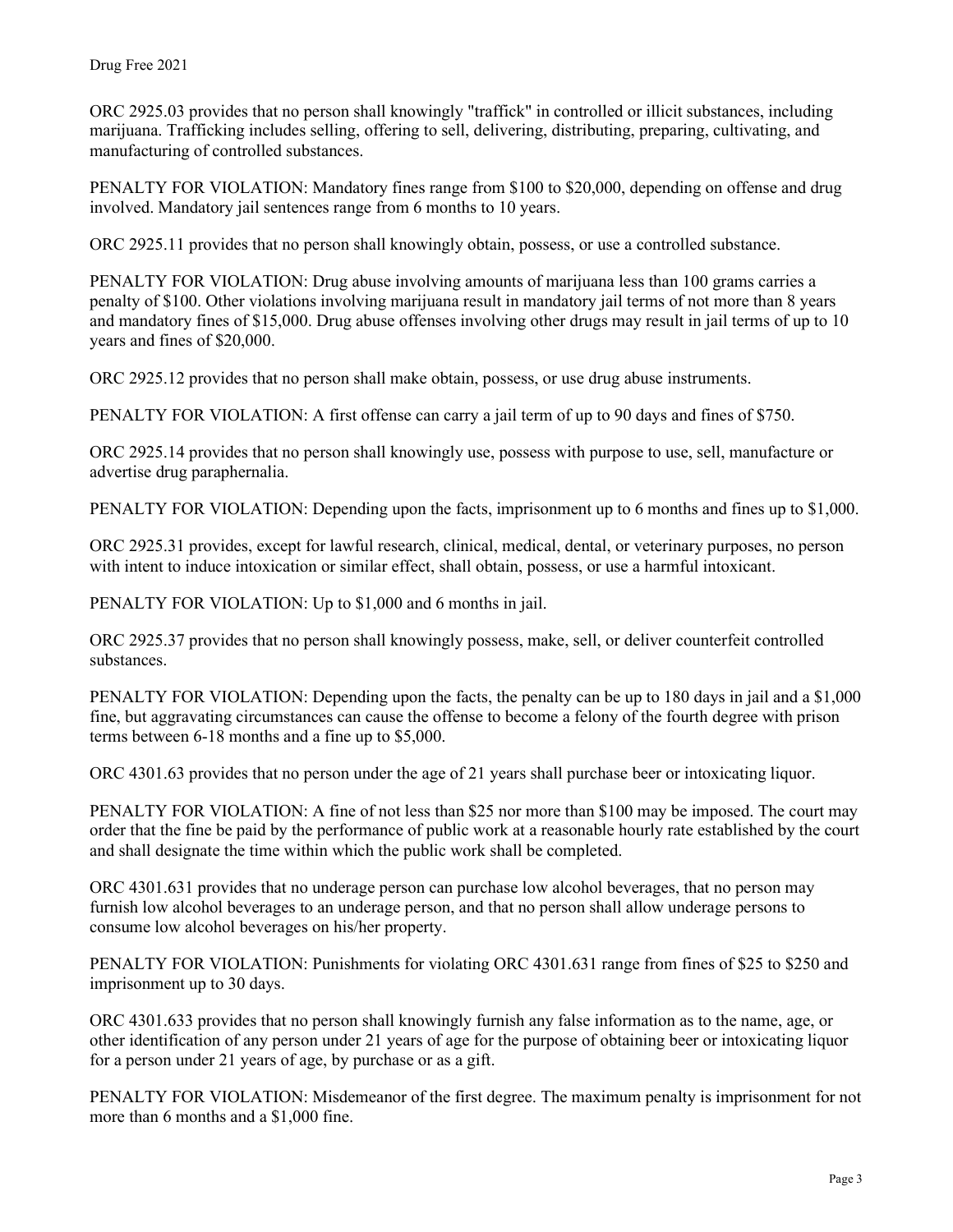ORC 2925.03 provides that no person shall knowingly "traffick" in controlled or illicit substances, including marijuana. Trafficking includes selling, offering to sell, delivering, distributing, preparing, cultivating, and manufacturing of controlled substances.

PENALTY FOR VIOLATION: Mandatory fines range from $100 to $20,000, depending on offense and drug involved. Mandatory jail sentences range from 6 months to 10 years.

ORC 2925.11 provides that no person shall knowingly obtain, possess, or use a controlled substance.

PENALTY FOR VIOLATION: Drug abuse involving amounts of marijuana less than 100 grams carries a penalty of $100. Other violations involving marijuana result in mandatory jail terms of not more than 8 years and mandatory fines of $15,000. Drug abuse offenses involving other drugs may result in jail terms of up to 10 years and fines of $20,000.

ORC 2925.12 provides that no person shall make obtain, possess, or use drug abuse instruments.

PENALTY FOR VIOLATION: A first offense can carry a jail term of up to 90 days and fines of $750.

ORC 2925.14 provides that no person shall knowingly use, possess with purpose to use, sell, manufacture or advertise drug paraphernalia.

PENALTY FOR VIOLATION: Depending upon the facts, imprisonment up to 6 months and fines up to $1,000.

ORC 2925.31 provides, except for lawful research, clinical, medical, dental, or veterinary purposes, no person with intent to induce intoxication or similar effect, shall obtain, possess, or use a harmful intoxicant.

PENALTY FOR VIOLATION: Up to $1,000 and 6 months in jail.

ORC 2925.37 provides that no person shall knowingly possess, make, sell, or deliver counterfeit controlled substances.

PENALTY FOR VIOLATION: Depending upon the facts, the penalty can be up to 180 days in jail and a $1,000 fine, but aggravating circumstances can cause the offense to become a felony of the fourth degree with prison terms between 6-18 months and a fine up to $5,000.

ORC 4301.63 provides that no person under the age of 21 years shall purchase beer or intoxicating liquor.

PENALTY FOR VIOLATION: A fine of not less than $25 nor more than $100 may be imposed. The court may order that the fine be paid by the performance of public work at a reasonable hourly rate established by the court and shall designate the time within which the public work shall be completed.

ORC 4301.631 provides that no underage person can purchase low alcohol beverages, that no person may furnish low alcohol beverages to an underage person, and that no person shall allow underage persons to consume low alcohol beverages on his/her property.

PENALTY FOR VIOLATION: Punishments for violating ORC 4301.631 range from fines of $25 to $250 and imprisonment up to 30 days.

ORC 4301.633 provides that no person shall knowingly furnish any false information as to the name, age, or other identification of any person under 21 years of age for the purpose of obtaining beer or intoxicating liquor for a person under 21 years of age, by purchase or as a gift.

PENALTY FOR VIOLATION: Misdemeanor of the first degree. The maximum penalty is imprisonment for not more than 6 months and a $1,000 fine.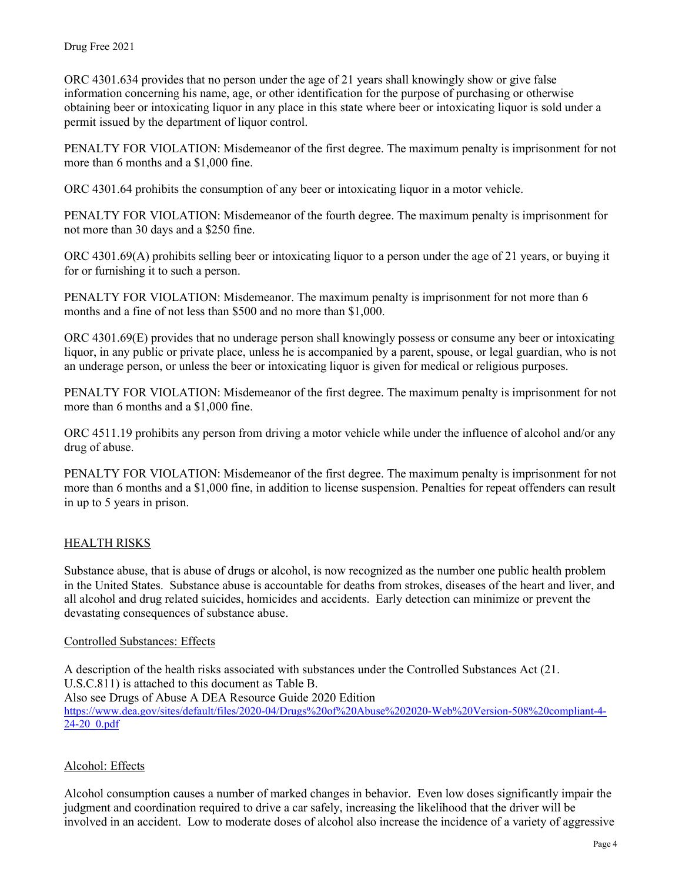ORC 4301.634 provides that no person under the age of 21 years shall knowingly show or give false information concerning his name, age, or other identification for the purpose of purchasing or otherwise obtaining beer or intoxicating liquor in any place in this state where beer or intoxicating liquor is sold under a permit issued by the department of liquor control.

PENALTY FOR VIOLATION: Misdemeanor of the first degree. The maximum penalty is imprisonment for not more than 6 months and a $1,000 fine.

ORC 4301.64 prohibits the consumption of any beer or intoxicating liquor in a motor vehicle.

PENALTY FOR VIOLATION: Misdemeanor of the fourth degree. The maximum penalty is imprisonment for not more than 30 days and a $250 fine.

ORC 4301.69(A) prohibits selling beer or intoxicating liquor to a person under the age of 21 years, or buying it for or furnishing it to such a person.

PENALTY FOR VIOLATION: Misdemeanor. The maximum penalty is imprisonment for not more than 6 months and a fine of not less than $500 and no more than $1,000.

ORC 4301.69(E) provides that no underage person shall knowingly possess or consume any beer or intoxicating liquor, in any public or private place, unless he is accompanied by a parent, spouse, or legal guardian, who is not an underage person, or unless the beer or intoxicating liquor is given for medical or religious purposes.

PENALTY FOR VIOLATION: Misdemeanor of the first degree. The maximum penalty is imprisonment for not more than 6 months and a $1,000 fine.

ORC 4511.19 prohibits any person from driving a motor vehicle while under the influence of alcohol and/or any drug of abuse.

PENALTY FOR VIOLATION: Misdemeanor of the first degree. The maximum penalty is imprisonment for not more than 6 months and a $1,000 fine, in addition to license suspension. Penalties for repeat offenders can result in up to 5 years in prison.

## HEALTH RISKS

Substance abuse, that is abuse of drugs or alcohol, is now recognized as the number one public health problem in the United States. Substance abuse is accountable for deaths from strokes, diseases of the heart and liver, and all alcohol and drug related suicides, homicides and accidents. Early detection can minimize or prevent the devastating consequences of substance abuse.

### Controlled Substances: Effects

A description of the health risks associated with substances under the Controlled Substances Act (21. U.S.C.811) is attached to this document as Table B.
Also see Drugs of Abuse A DEA Resource Guide 2020 Edition
https://www.dea.gov/sites/default/files/2020-04/Drugs%20of%20Abuse%202020-Web%20Version-508%20compliant-4-24-20_0.pdf

### Alcohol: Effects

Alcohol consumption causes a number of marked changes in behavior. Even low doses significantly impair the judgment and coordination required to drive a car safely, increasing the likelihood that the driver will be involved in an accident. Low to moderate doses of alcohol also increase the incidence of a variety of aggressive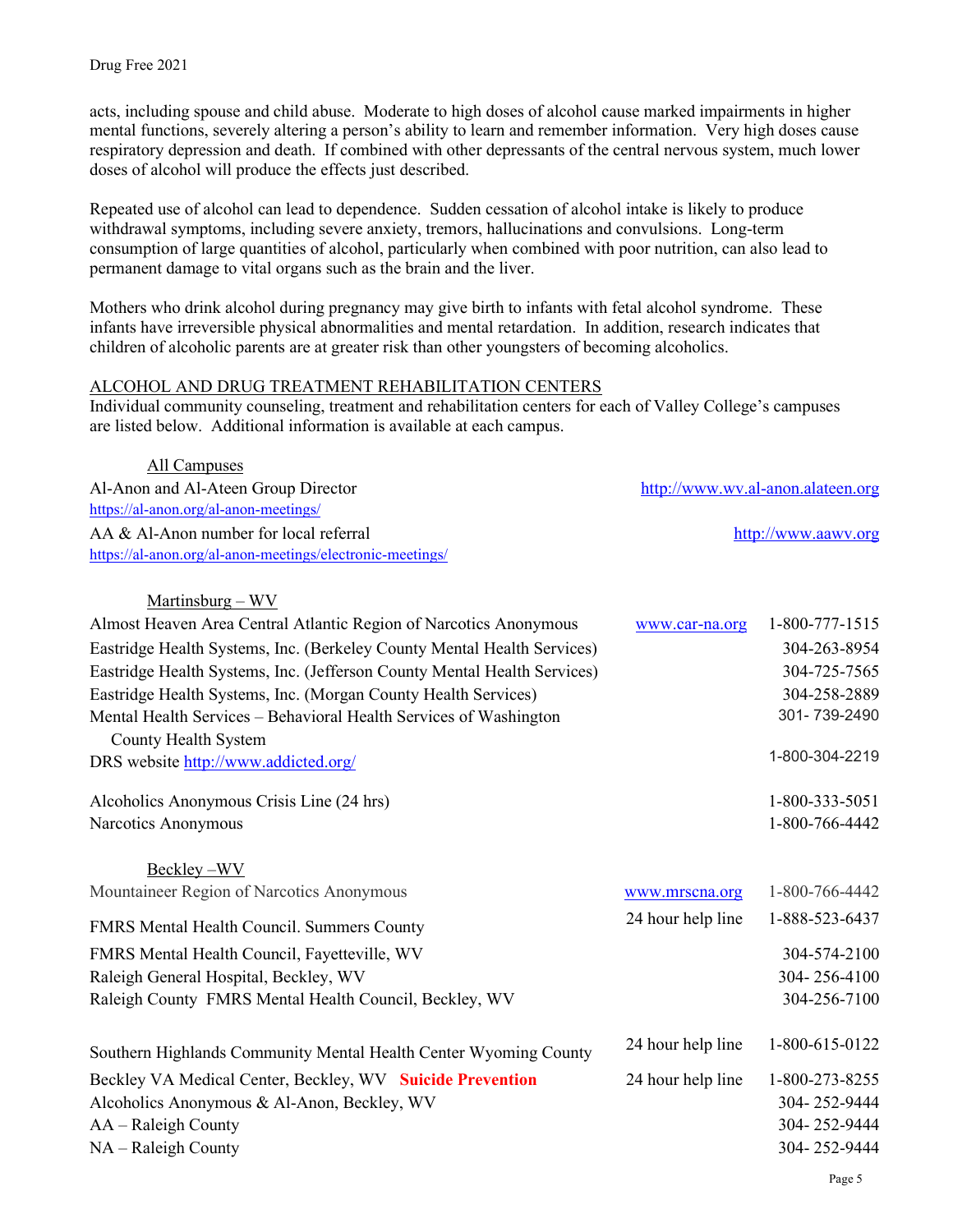acts, including spouse and child abuse. Moderate to high doses of alcohol cause marked impairments in higher mental functions, severely altering a person's ability to learn and remember information. Very high doses cause respiratory depression and death. If combined with other depressants of the central nervous system, much lower doses of alcohol will produce the effects just described.

Repeated use of alcohol can lead to dependence. Sudden cessation of alcohol intake is likely to produce withdrawal symptoms, including severe anxiety, tremors, hallucinations and convulsions. Long-term consumption of large quantities of alcohol, particularly when combined with poor nutrition, can also lead to permanent damage to vital organs such as the brain and the liver.

Mothers who drink alcohol during pregnancy may give birth to infants with fetal alcohol syndrome. These infants have irreversible physical abnormalities and mental retardation. In addition, research indicates that children of alcoholic parents are at greater risk than other youngsters of becoming alcoholics.

## ALCOHOL AND DRUG TREATMENT REHABILITATION CENTERS

Individual community counseling, treatment and rehabilitation centers for each of Valley College's campuses are listed below. Additional information is available at each campus.

### All Campuses

| | | |
|---|---|---|
| Al-Anon and Al-Ateen Group Director https://al-anon.org/al-anon-meetings/ | | http://www.wv.al-anon.alateen.org |
| AA & Al-Anon number for local referral https://al-anon.org/al-anon-meetings/electronic-meetings/ | | http://www.aawv.org |

### Martinsburg – WV

| | | |
|---|---|---|
| Almost Heaven Area Central Atlantic Region of Narcotics Anonymous | www.car-na.org | 1-800-777-1515 |
| Eastridge Health Systems, Inc. (Berkeley County Mental Health Services) | | 304-263-8954 |
| Eastridge Health Systems, Inc. (Jefferson County Mental Health Services) | | 304-725-7565 |
| Eastridge Health Systems, Inc. (Morgan County Health Services) | | 304-258-2889 |
| Mental Health Services – Behavioral Health Services of Washington County Health System | | 301- 739-2490 |
| DRS website http://www.addicted.org/ | | 1-800-304-2219 |
| Alcoholics Anonymous Crisis Line (24 hrs) | | 1-800-333-5051 |
| Narcotics Anonymous | | 1-800-766-4442 |

### Beckley –WV

| | | |
|---|---|---|
| Mountaineer Region of Narcotics Anonymous | www.mrscna.org | 1-800-766-4442 |
| FMRS Mental Health Council. Summers County | 24 hour help line | 1-888-523-6437 |
| FMRS Mental Health Council, Fayetteville, WV | | 304-574-2100 |
| Raleigh General Hospital, Beckley, WV | | 304- 256-4100 |
| Raleigh County FMRS Mental Health Council, Beckley, WV | | 304-256-7100 |
| Southern Highlands Community Mental Health Center Wyoming County | 24 hour help line | 1-800-615-0122 |
| Beckley VA Medical Center, Beckley, WV **Suicide Prevention** | 24 hour help line | 1-800-273-8255 |
| Alcoholics Anonymous & Al-Anon, Beckley, WV | | 304- 252-9444 |
| AA – Raleigh County | | 304- 252-9444 |
| NA – Raleigh County | | 304- 252-9444 |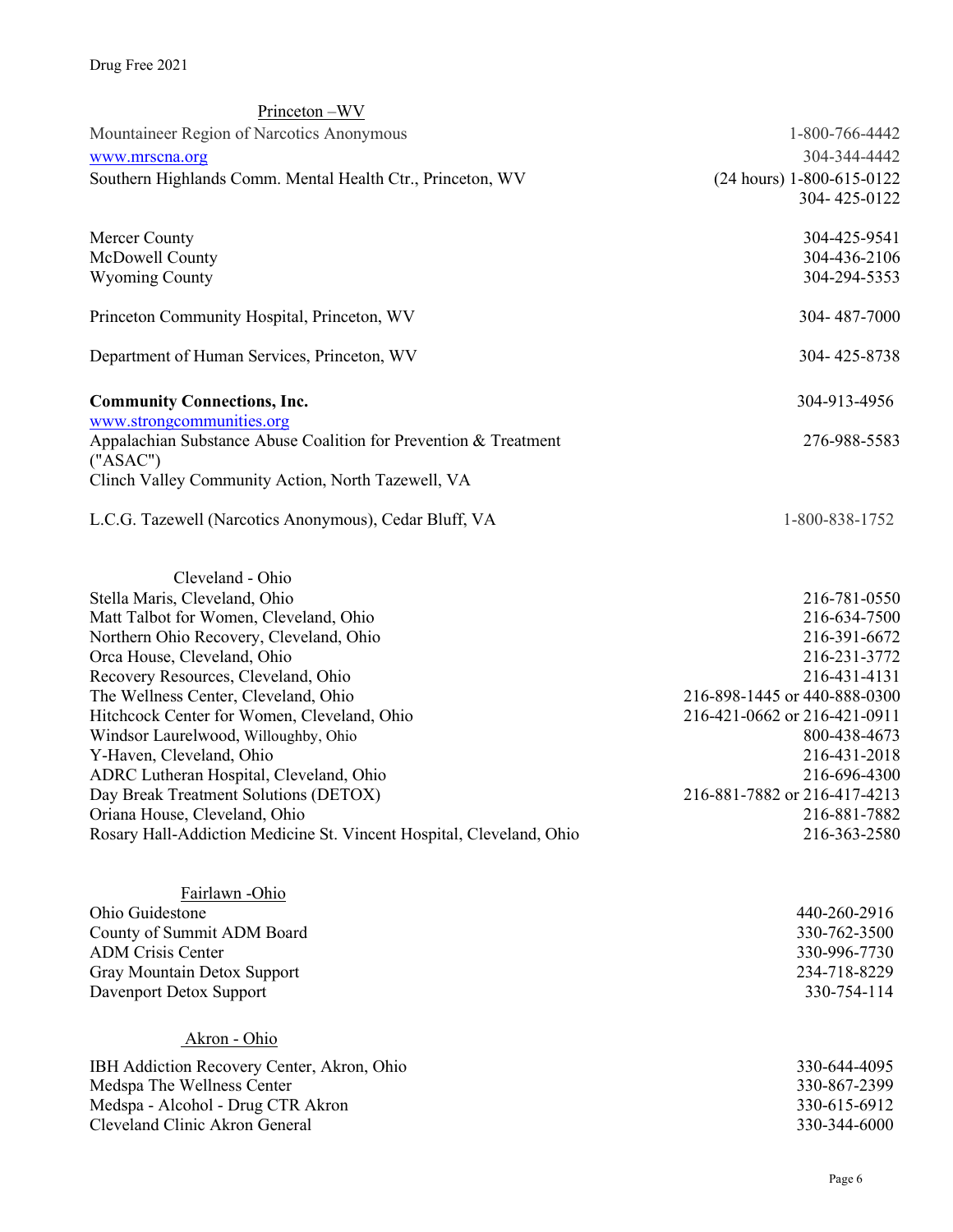## Princeton –WV

| | |
|---|---|
| Mountaineer Region of Narcotics Anonymous | 1-800-766-4442 |
| www.mrscna.org | 304-344-4442 |
| Southern Highlands Comm. Mental Health Ctr., Princeton, WV | (24 hours) 1-800-615-0122<br>304- 425-0122 |
| Mercer County | 304-425-9541 |
| McDowell County | 304-436-2106 |
| Wyoming County | 304-294-5353 |
| Princeton Community Hospital, Princeton, WV | 304- 487-7000 |
| Department of Human Services, Princeton, WV | 304- 425-8738 |
| **Community Connections, Inc.**<br>www.strongcommunities.org | 304-913-4956 |
| Appalachian Substance Abuse Coalition for Prevention & Treatment ("ASAC") | 276-988-5583 |
| Clinch Valley Community Action, North Tazewell, VA | |
| L.C.G. Tazewell (Narcotics Anonymous), Cedar Bluff, VA | 1-800-838-1752 |

## Cleveland - Ohio

| | |
|---|---|
| Stella Maris, Cleveland, Ohio | 216-781-0550 |
| Matt Talbot for Women, Cleveland, Ohio | 216-634-7500 |
| Northern Ohio Recovery, Cleveland, Ohio | 216-391-6672 |
| Orca House, Cleveland, Ohio | 216-231-3772 |
| Recovery Resources, Cleveland, Ohio | 216-431-4131 |
| The Wellness Center, Cleveland, Ohio | 216-898-1445 or 440-888-0300 |
| Hitchcock Center for Women, Cleveland, Ohio | 216-421-0662 or 216-421-0911 |
| Windsor Laurelwood, Willoughby, Ohio | 800-438-4673 |
| Y-Haven, Cleveland, Ohio | 216-431-2018 |
| ADRC Lutheran Hospital, Cleveland, Ohio | 216-696-4300 |
| Day Break Treatment Solutions (DETOX) | 216-881-7882 or 216-417-4213 |
| Oriana House, Cleveland, Ohio | 216-881-7882 |
| Rosary Hall-Addiction Medicine St. Vincent Hospital, Cleveland, Ohio | 216-363-2580 |

## Fairlawn -Ohio

| | |
|---|---|
| Ohio Guidestone | 440-260-2916 |
| County of Summit ADM Board | 330-762-3500 |
| ADM Crisis Center | 330-996-7730 |
| Gray Mountain Detox Support | 234-718-8229 |
| Davenport Detox Support | 330-754-114 |

## Akron - Ohio

| | |
|---|---|
| IBH Addiction Recovery Center, Akron, Ohio | 330-644-4095 |
| Medspa The Wellness Center | 330-867-2399 |
| Medspa - Alcohol - Drug CTR Akron | 330-615-6912 |
| Cleveland Clinic Akron General | 330-344-6000 |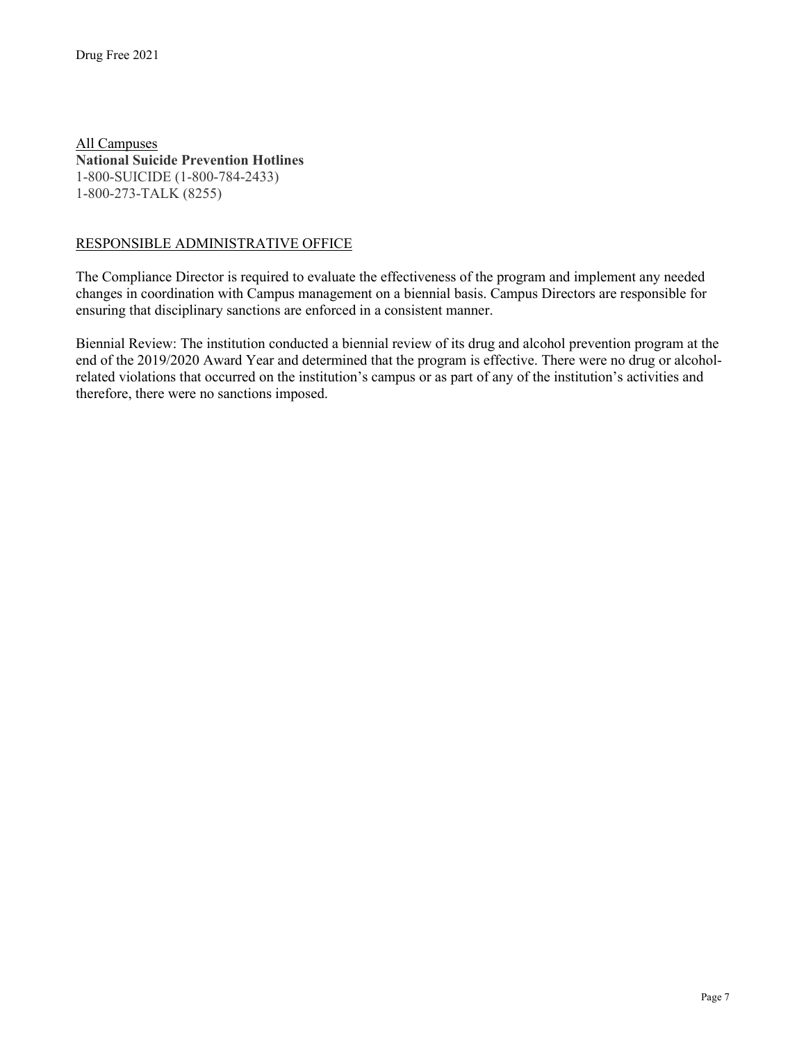All Campuses

**National Suicide Prevention Hotlines**

1-800-SUICIDE (1-800-784-2433)

1-800-273-TALK (8255)

## RESPONSIBLE ADMINISTRATIVE OFFICE

The Compliance Director is required to evaluate the effectiveness of the program and implement any needed changes in coordination with Campus management on a biennial basis. Campus Directors are responsible for ensuring that disciplinary sanctions are enforced in a consistent manner.

Biennial Review: The institution conducted a biennial review of its drug and alcohol prevention program at the end of the 2019/2020 Award Year and determined that the program is effective. There were no drug or alcohol-related violations that occurred on the institution's campus or as part of any of the institution's activities and therefore, there were no sanctions imposed.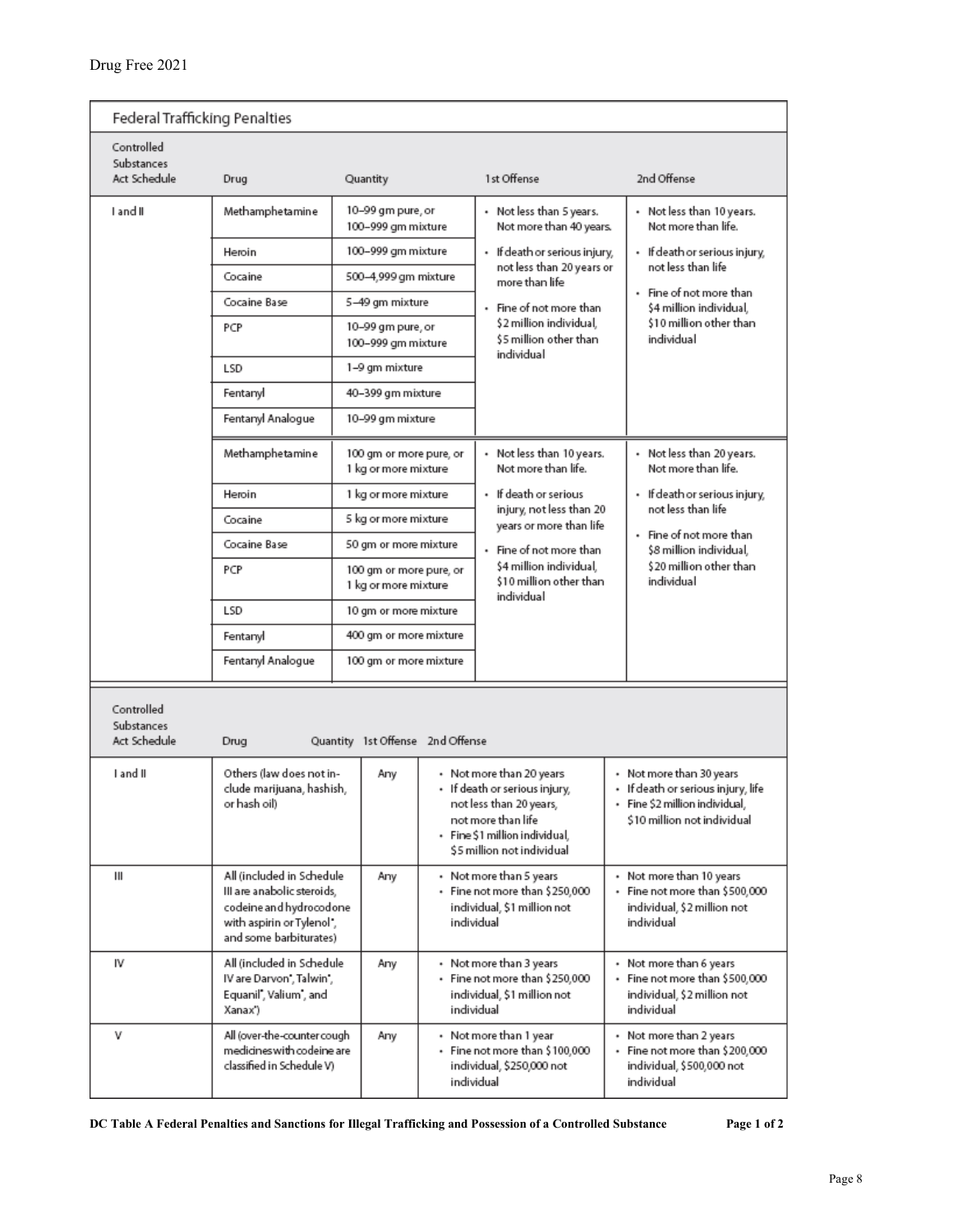## Federal Trafficking Penalties

| Controlled Substances Act Schedule | Drug | Quantity | 1st Offense | 2nd Offense |
|---|---|---|---|---|
| I and II | Methamphetamine | 10–99 gm pure, or 100–999 gm mixture | • Not less than 5 years. Not more than 40 years. • If death or serious injury, not less than 20 years or more than life • Fine of not more than $2 million individual, $5 million other than individual | • Not less than 10 years. Not more than life. • If death or serious injury, not less than life • Fine of not more than $4 million individual, $10 million other than individual |
| | Heroin | 100–999 gm mixture | | |
| | Cocaine | 500–4,999 gm mixture | | |
| | Cocaine Base | 5–49 gm mixture | | |
| | PCP | 10–99 gm pure, or 100–999 gm mixture | | |
| | LSD | 1–9 gm mixture | | |
| | Fentanyl | 40–399 gm mixture | | |
| | Fentanyl Analogue | 10–99 gm mixture | | |
| | Methamphetamine | 100 gm or more pure, or 1 kg or more mixture | • Not less than 10 years. Not more than life. • If death or serious injury, not less than 20 years or more than life • Fine of not more than $4 million individual, $10 million other than individual | • Not less than 20 years. Not more than life. • If death or serious injury, not less than life • Fine of not more than $8 million individual, $20 million other than individual |
| | Heroin | 1 kg or more mixture | | |
| | Cocaine | 5 kg or more mixture | | |
| | Cocaine Base | 50 gm or more mixture | | |
| | PCP | 100 gm or more pure, or 1 kg or more mixture | | |
| | LSD | 10 gm or more mixture | | |
| | Fentanyl | 400 gm or more mixture | | |
| | Fentanyl Analogue | 100 gm or more mixture | | |

| Controlled Substances Act Schedule | Drug | Quantity | 1st Offense | 2nd Offense |
|---|---|---|---|---|
| I and II | Others (law does not include marijuana, hashish, or hash oil) | Any | • Not more than 20 years • If death or serious injury, not less than 20 years, not more than life • Fine $1 million individual, $5 million not individual | • Not more than 30 years • If death or serious injury, life • Fine $2 million individual, $10 million not individual |
| III | All (included in Schedule III are anabolic steroids, codeine and hydrocodone with aspirin or Tylenol®, and some barbiturates) | Any | • Not more than 5 years • Fine not more than $250,000 individual, $1 million not individual | • Not more than 10 years • Fine not more than $500,000 individual, $2 million not individual |
| IV | All (included in Schedule IV are Darvon®, Talwin®, Equanil®, Valium®, and Xanax®) | Any | • Not more than 3 years • Fine not more than $250,000 individual, $1 million not individual | • Not more than 6 years • Fine not more than $500,000 individual, $2 million not individual |
| V | All (over-the-counter cough medicines with codeine are classified in Schedule V) | Any | • Not more than 1 year • Fine not more than $100,000 individual, $250,000 not individual | • Not more than 2 years • Fine not more than $200,000 individual, $500,000 not individual |

**DC Table A Federal Penalties and Sanctions for Illegal Trafficking and Possession of a Controlled Substance**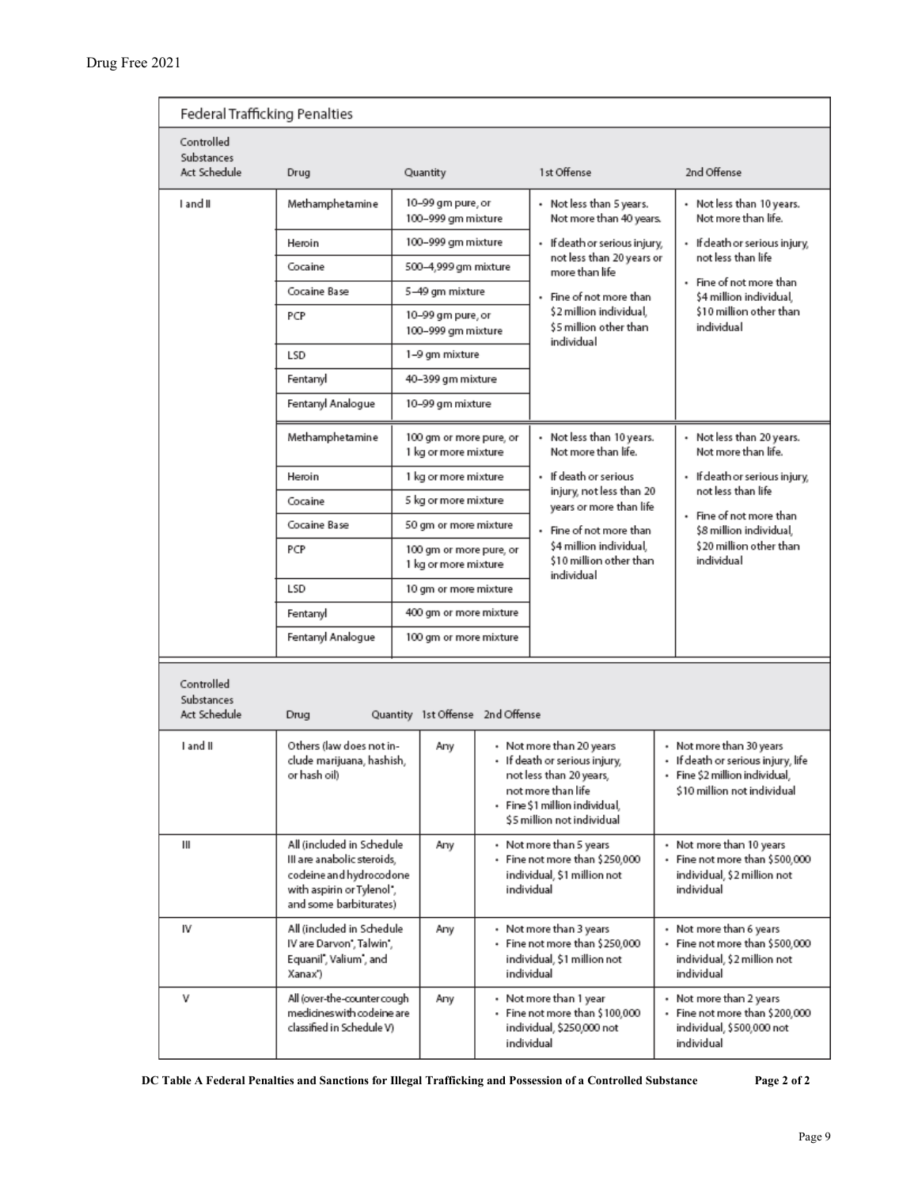## Federal Trafficking Penalties

| Controlled Substances Act Schedule | Drug | Quantity | 1st Offense | 2nd Offense |
|---|---|---|---|---|
| I and II | Methamphetamine | 10–99 gm pure, or 100–999 gm mixture | • Not less than 5 years. Not more than 40 years. • If death or serious injury, not less than 20 years or more than life • Fine of not more than $2 million individual, $5 million other than individual | • Not less than 10 years. Not more than life. • If death or serious injury, not less than life • Fine of not more than $4 million individual, $10 million other than individual |
| | Heroin | 100–999 gm mixture | | |
| | Cocaine | 500–4,999 gm mixture | | |
| | Cocaine Base | 5–49 gm mixture | | |
| | PCP | 10–99 gm pure, or 100–999 gm mixture | | |
| | LSD | 1–9 gm mixture | | |
| | Fentanyl | 40–399 gm mixture | | |
| | Fentanyl Analogue | 10–99 gm mixture | | |
| | Methamphetamine | 100 gm or more pure, or 1 kg or more mixture | • Not less than 10 years. Not more than life. • If death or serious injury, not less than 20 years or more than life • Fine of not more than $4 million individual, $10 million other than individual | • Not less than 20 years. Not more than life. • If death or serious injury, not less than life • Fine of not more than $8 million individual, $20 million other than individual |
| | Heroin | 1 kg or more mixture | | |
| | Cocaine | 5 kg or more mixture | | |
| | Cocaine Base | 50 gm or more mixture | | |
| | PCP | 100 gm or more pure, or 1 kg or more mixture | | |
| | LSD | 10 gm or more mixture | | |
| | Fentanyl | 400 gm or more mixture | | |
| | Fentanyl Analogue | 100 gm or more mixture | | |

| Controlled Substances Act Schedule | Drug | Quantity | 1st Offense | 2nd Offense |
|---|---|---|---|---|
| I and II | Others (law does not include marijuana, hashish, or hash oil) | Any | • Not more than 20 years • If death or serious injury, not less than 20 years, not more than life • Fine $1 million individual, $5 million not individual | • Not more than 30 years • If death or serious injury, life • Fine $2 million individual, $10 million not individual |
| III | All (included in Schedule III are anabolic steroids, codeine and hydrocodone with aspirin or Tylenol*, and some barbiturates) | Any | • Not more than 5 years • Fine not more than $250,000 individual, $1 million not individual | • Not more than 10 years • Fine not more than $500,000 individual, $2 million not individual |
| IV | All (included in Schedule IV are Darvon*, Talwin*, Equanil*, Valium*, and Xanax*) | Any | • Not more than 3 years • Fine not more than $250,000 individual, $1 million not individual | • Not more than 6 years • Fine not more than $500,000 individual, $2 million not individual |
| V | All (over-the-counter cough medicines with codeine are classified in Schedule V) | Any | • Not more than 1 year • Fine not more than $100,000 individual, $250,000 not individual | • Not more than 2 years • Fine not more than $200,000 individual, $500,000 not individual |

**DC Table A Federal Penalties and Sanctions for Illegal Trafficking and Possession of a Controlled Substance**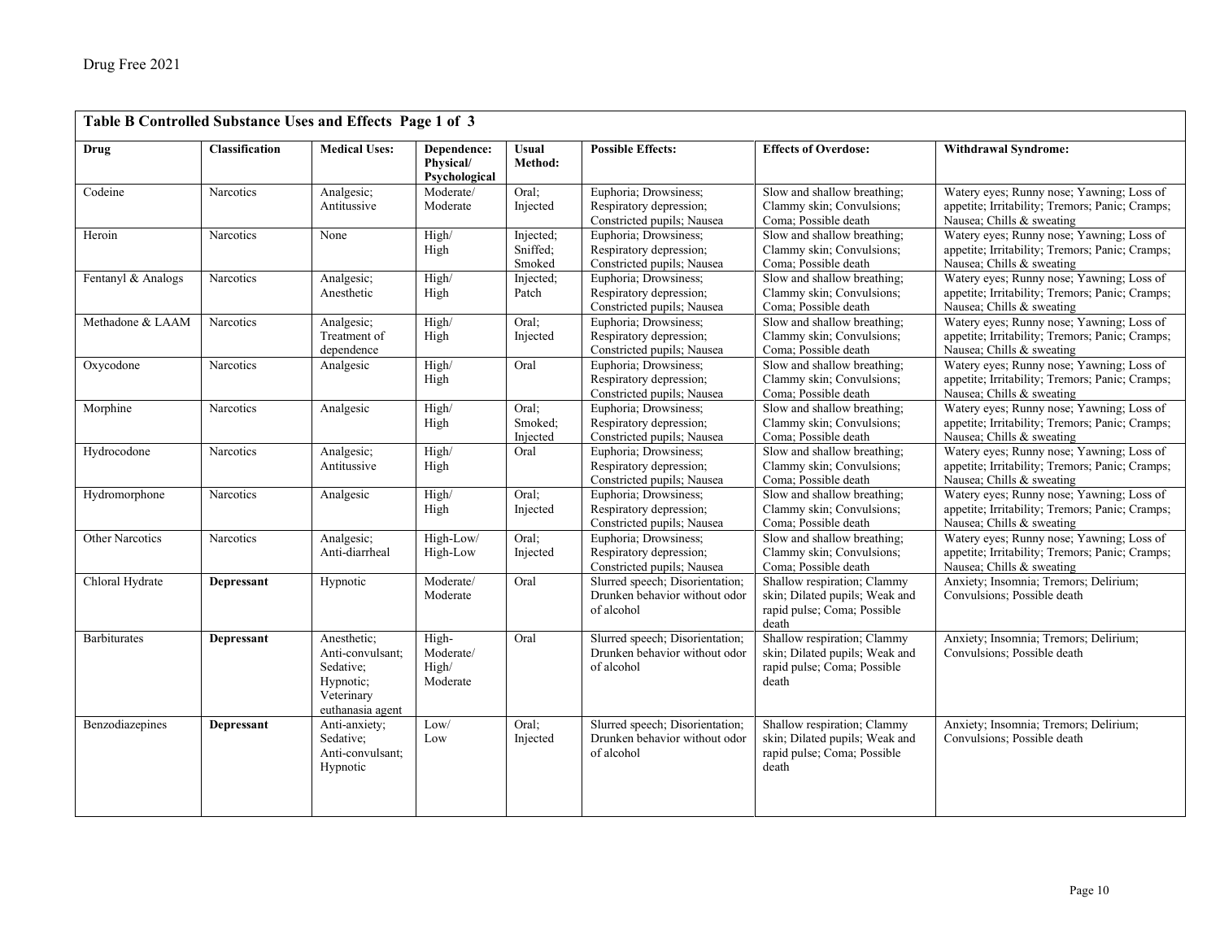## Table B Controlled Substance Uses and Effects Page 1 of 3

| Drug | Classification | Medical Uses: | Dependence: Physical/ Psychological | Usual Method: | Possible Effects: | Effects of Overdose: | Withdrawal Syndrome: |
|---|---|---|---|---|---|---|---|
| Codeine | Narcotics | Analgesic; Antitussive | Moderate/ Moderate | Oral; Injected | Euphoria; Drowsiness; Respiratory depression; Constricted pupils; Nausea | Slow and shallow breathing; Clammy skin; Convulsions; Coma; Possible death | Watery eyes; Runny nose; Yawning; Loss of appetite; Irritability; Tremors; Panic; Cramps; Nausea; Chills & sweating |
| Heroin | Narcotics | None | High/ High | Injected; Sniffed; Smoked | Euphoria; Drowsiness; Respiratory depression; Constricted pupils; Nausea | Slow and shallow breathing; Clammy skin; Convulsions; Coma; Possible death | Watery eyes; Runny nose; Yawning; Loss of appetite; Irritability; Tremors; Panic; Cramps; Nausea; Chills & sweating |
| Fentanyl & Analogs | Narcotics | Analgesic; Anesthetic | High/ High | Injected; Patch | Euphoria; Drowsiness; Respiratory depression; Constricted pupils; Nausea | Slow and shallow breathing; Clammy skin; Convulsions; Coma; Possible death | Watery eyes; Runny nose; Yawning; Loss of appetite; Irritability; Tremors; Panic; Cramps; Nausea; Chills & sweating |
| Methadone & LAAM | Narcotics | Analgesic; Treatment of dependence | High/ High | Oral; Injected | Euphoria; Drowsiness; Respiratory depression; Constricted pupils; Nausea | Slow and shallow breathing; Clammy skin; Convulsions; Coma; Possible death | Watery eyes; Runny nose; Yawning; Loss of appetite; Irritability; Tremors; Panic; Cramps; Nausea; Chills & sweating |
| Oxycodone | Narcotics | Analgesic | High/ High | Oral | Euphoria; Drowsiness; Respiratory depression; Constricted pupils; Nausea | Slow and shallow breathing; Clammy skin; Convulsions; Coma; Possible death | Watery eyes; Runny nose; Yawning; Loss of appetite; Irritability; Tremors; Panic; Cramps; Nausea; Chills & sweating |
| Morphine | Narcotics | Analgesic | High/ High | Oral; Smoked; Injected | Euphoria; Drowsiness; Respiratory depression; Constricted pupils; Nausea | Slow and shallow breathing; Clammy skin; Convulsions; Coma; Possible death | Watery eyes; Runny nose; Yawning; Loss of appetite; Irritability; Tremors; Panic; Cramps; Nausea; Chills & sweating |
| Hydrocodone | Narcotics | Analgesic; Antitussive | High/ High | Oral | Euphoria; Drowsiness; Respiratory depression; Constricted pupils; Nausea | Slow and shallow breathing; Clammy skin; Convulsions; Coma; Possible death | Watery eyes; Runny nose; Yawning; Loss of appetite; Irritability; Tremors; Panic; Cramps; Nausea; Chills & sweating |
| Hydromorphone | Narcotics | Analgesic | High/ High | Oral; Injected | Euphoria; Drowsiness; Respiratory depression; Constricted pupils; Nausea | Slow and shallow breathing; Clammy skin; Convulsions; Coma; Possible death | Watery eyes; Runny nose; Yawning; Loss of appetite; Irritability; Tremors; Panic; Cramps; Nausea; Chills & sweating |
| Other Narcotics | Narcotics | Analgesic; Anti-diarrheal | High-Low/ High-Low | Oral; Injected | Euphoria; Drowsiness; Respiratory depression; Constricted pupils; Nausea | Slow and shallow breathing; Clammy skin; Convulsions; Coma; Possible death | Watery eyes; Runny nose; Yawning; Loss of appetite; Irritability; Tremors; Panic; Cramps; Nausea; Chills & sweating |
| Chloral Hydrate | **Depressant** | Hypnotic | Moderate/ Moderate | Oral | Slurred speech; Disorientation; Drunken behavior without odor of alcohol | Shallow respiration; Clammy skin; Dilated pupils; Weak and rapid pulse; Coma; Possible death | Anxiety; Insomnia; Tremors; Delirium; Convulsions; Possible death |
| Barbiturates | **Depressant** | Anesthetic; Anti-convulsant; Sedative; Hypnotic; Veterinary euthanasia agent | High-Moderate/ High/ Moderate | Oral | Slurred speech; Disorientation; Drunken behavior without odor of alcohol | Shallow respiration; Clammy skin; Dilated pupils; Weak and rapid pulse; Coma; Possible death | Anxiety; Insomnia; Tremors; Delirium; Convulsions; Possible death |
| Benzodiazepines | **Depressant** | Anti-anxiety; Sedative; Anti-convulsant; Hypnotic | Low/ Low | Oral; Injected | Slurred speech; Disorientation; Drunken behavior without odor of alcohol | Shallow respiration; Clammy skin; Dilated pupils; Weak and rapid pulse; Coma; Possible death | Anxiety; Insomnia; Tremors; Delirium; Convulsions; Possible death |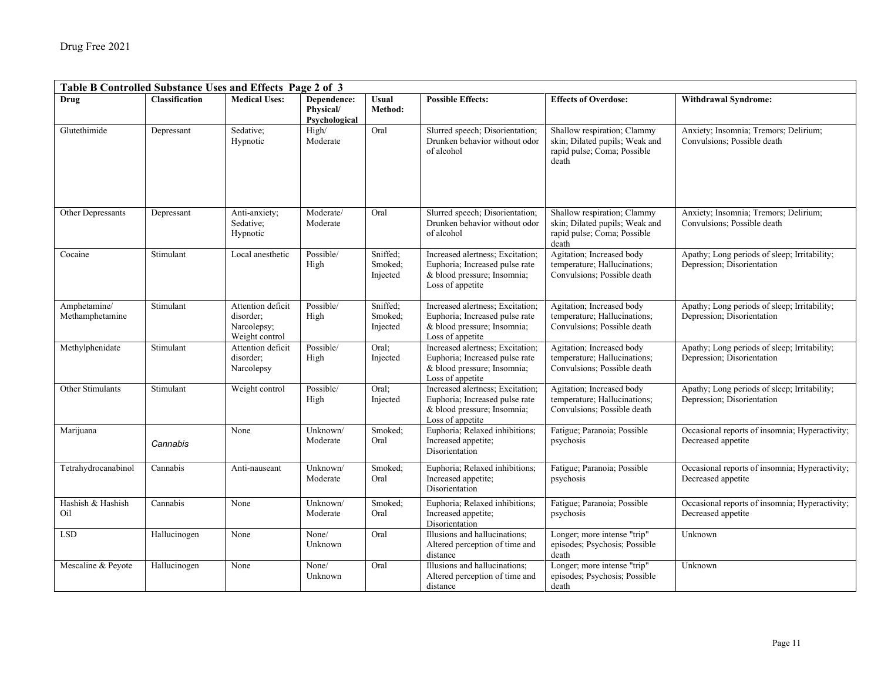| Table B Controlled Substance Uses and Effects Page 2 of 3 | | | | | | | |
|---|---|---|---|---|---|---|---|
| **Drug** | **Classification** | **Medical Uses:** | **Dependence: Physical/ Psychological** | **Usual Method:** | **Possible Effects:** | **Effects of Overdose:** | **Withdrawal Syndrome:** |
| Glutethimide | Depressant | Sedative; Hypnotic | High/ Moderate | Oral | Slurred speech; Disorientation; Drunken behavior without odor of alcohol | Shallow respiration; Clammy skin; Dilated pupils; Weak and rapid pulse; Coma; Possible death | Anxiety; Insomnia; Tremors; Delirium; Convulsions; Possible death |
| Other Depressants | Depressant | Anti-anxiety; Sedative; Hypnotic | Moderate/ Moderate | Oral | Slurred speech; Disorientation; Drunken behavior without odor of alcohol | Shallow respiration; Clammy skin; Dilated pupils; Weak and rapid pulse; Coma; Possible death | Anxiety; Insomnia; Tremors; Delirium; Convulsions; Possible death |
| Cocaine | Stimulant | Local anesthetic | Possible/ High | Sniffed; Smoked; Injected | Increased alertness; Excitation; Euphoria; Increased pulse rate & blood pressure; Insomnia; Loss of appetite | Agitation; Increased body temperature; Hallucinations; Convulsions; Possible death | Apathy; Long periods of sleep; Irritability; Depression; Disorientation |
| Amphetamine/ Methamphetamine | Stimulant | Attention deficit disorder; Narcolepsy; Weight control | Possible/ High | Sniffed; Smoked; Injected | Increased alertness; Excitation; Euphoria; Increased pulse rate & blood pressure; Insomnia; Loss of appetite | Agitation; Increased body temperature; Hallucinations; Convulsions; Possible death | Apathy; Long periods of sleep; Irritability; Depression; Disorientation |
| Methylphenidate | Stimulant | Attention deficit disorder; Narcolepsy | Possible/ High | Oral; Injected | Increased alertness; Excitation; Euphoria; Increased pulse rate & blood pressure; Insomnia; Loss of appetite | Agitation; Increased body temperature; Hallucinations; Convulsions; Possible death | Apathy; Long periods of sleep; Irritability; Depression; Disorientation |
| Other Stimulants | Stimulant | Weight control | Possible/ High | Oral; Injected | Increased alertness; Excitation; Euphoria; Increased pulse rate & blood pressure; Insomnia; Loss of appetite | Agitation; Increased body temperature; Hallucinations; Convulsions; Possible death | Apathy; Long periods of sleep; Irritability; Depression; Disorientation |
| Marijuana | *Cannabis* | None | Unknown/ Moderate | Smoked; Oral | Euphoria; Relaxed inhibitions; Increased appetite; Disorientation | Fatigue; Paranoia; Possible psychosis | Occasional reports of insomnia; Hyperactivity; Decreased appetite |
| Tetrahydrocanabinol | Cannabis | Anti-nauseant | Unknown/ Moderate | Smoked; Oral | Euphoria; Relaxed inhibitions; Increased appetite; Disorientation | Fatigue; Paranoia; Possible psychosis | Occasional reports of insomnia; Hyperactivity; Decreased appetite |
| Hashish & Hashish Oil | Cannabis | None | Unknown/ Moderate | Smoked; Oral | Euphoria; Relaxed inhibitions; Increased appetite; Disorientation | Fatigue; Paranoia; Possible psychosis | Occasional reports of insomnia; Hyperactivity; Decreased appetite |
| LSD | Hallucinogen | None | None/ Unknown | Oral | Illusions and hallucinations; Altered perception of time and distance | Longer; more intense "trip" episodes; Psychosis; Possible death | Unknown |
| Mescaline & Peyote | Hallucinogen | None | None/ Unknown | Oral | Illusions and hallucinations; Altered perception of time and distance | Longer; more intense "trip" episodes; Psychosis; Possible death | Unknown |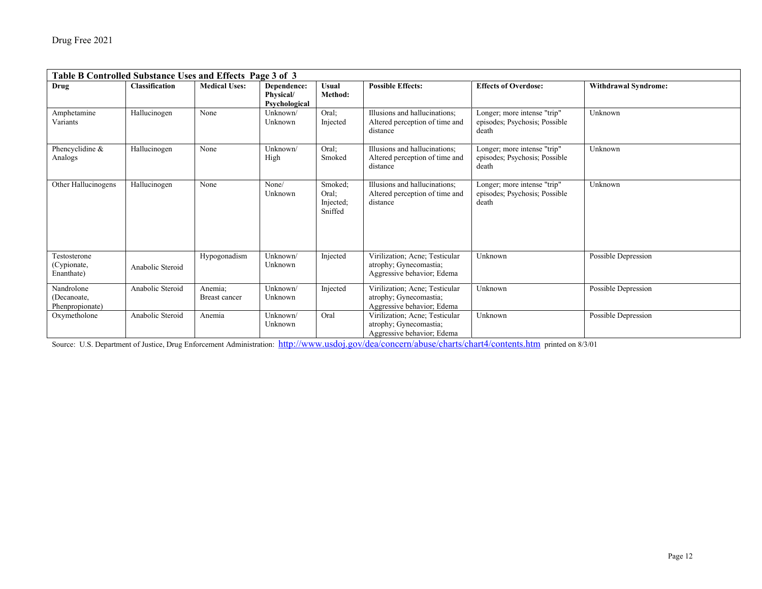**Table B Controlled Substance Uses and Effects Page 3 of 3**

| Drug | Classification | Medical Uses: | Dependence: Physical/ Psychological | Usual Method: | Possible Effects: | Effects of Overdose: | Withdrawal Syndrome: |
|---|---|---|---|---|---|---|---|
| Amphetamine Variants | Hallucinogen | None | Unknown/ Unknown | Oral; Injected | Illusions and hallucinations; Altered perception of time and distance | Longer; more intense "trip" episodes; Psychosis; Possible death | Unknown |
| Phencyclidine & Analogs | Hallucinogen | None | Unknown/ High | Oral; Smoked | Illusions and hallucinations; Altered perception of time and distance | Longer; more intense "trip" episodes; Psychosis; Possible death | Unknown |
| Other Hallucinogens | Hallucinogen | None | None/ Unknown | Smoked; Oral; Injected; Sniffed | Illusions and hallucinations; Altered perception of time and distance | Longer; more intense "trip" episodes; Psychosis; Possible death | Unknown |
| Testosterone (Cypionate, Enanthate) | Anabolic Steroid | Hypogonadism | Unknown/ Unknown | Injected | Virilization; Acne; Testicular atrophy; Gynecomastia; Aggressive behavior; Edema | Unknown | Possible Depression |
| Nandrolone (Decanoate, Phenpropionate) | Anabolic Steroid | Anemia; Breast cancer | Unknown/ Unknown | Injected | Virilization; Acne; Testicular atrophy; Gynecomastia; Aggressive behavior; Edema | Unknown | Possible Depression |
| Oxymetholone | Anabolic Steroid | Anemia | Unknown/ Unknown | Oral | Virilization; Acne; Testicular atrophy; Gynecomastia; Aggressive behavior; Edema | Unknown | Possible Depression |

Source: U.S. Department of Justice, Drug Enforcement Administration: http://www.usdoj.gov/dea/concern/abuse/charts/chart4/contents.htm printed on 8/3/01